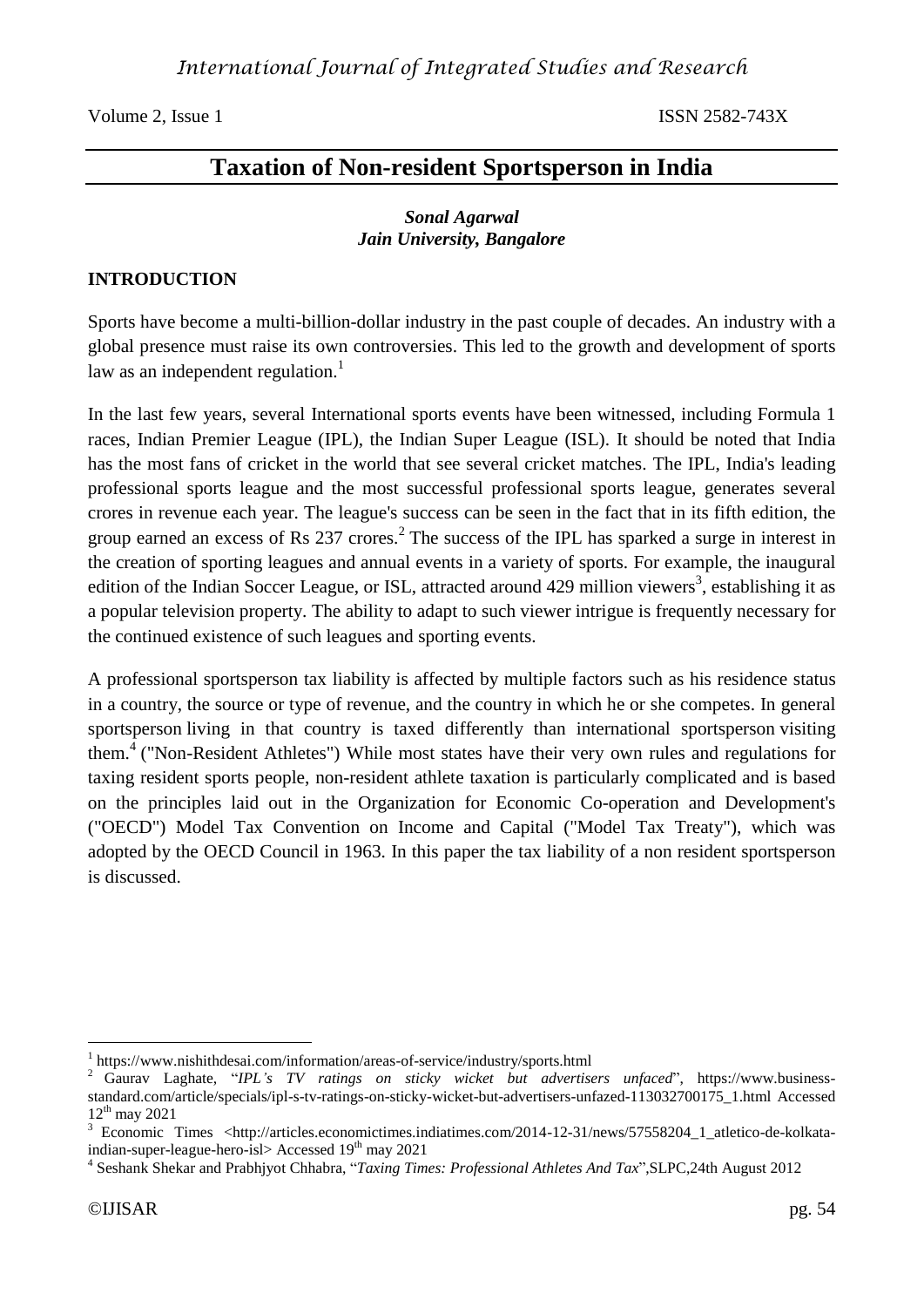# Taxation of Non-resident Sportsperson in India

***Sonal Agarwal***
***Jain University, Bangalore***

## INTRODUCTION

Sports have become a multi-billion-dollar industry in the past couple of decades. An industry with a global presence must raise its own controversies. This led to the growth and development of sports law as an independent regulation.[1]

In the last few years, several International sports events have been witnessed, including Formula 1 races, Indian Premier League (IPL), the Indian Super League (ISL). It should be noted that India has the most fans of cricket in the world that see several cricket matches. The IPL, India's leading professional sports league and the most successful professional sports league, generates several crores in revenue each year. The league's success can be seen in the fact that in its fifth edition, the group earned an excess of Rs 237 crores.[2] The success of the IPL has sparked a surge in interest in the creation of sporting leagues and annual events in a variety of sports. For example, the inaugural edition of the Indian Soccer League, or ISL, attracted around 429 million viewers[3], establishing it as a popular television property. The ability to adapt to such viewer intrigue is frequently necessary for the continued existence of such leagues and sporting events.

A professional sportsperson tax liability is affected by multiple factors such as his residence status in a country, the source or type of revenue, and the country in which he or she competes. In general sportsperson living in that country is taxed differently than international sportsperson visiting them.[4] ("Non-Resident Athletes") While most states have their very own rules and regulations for taxing resident sports people, non-resident athlete taxation is particularly complicated and is based on the principles laid out in the Organization for Economic Co-operation and Development's ("OECD") Model Tax Convention on Income and Capital ("Model Tax Treaty"), which was adopted by the OECD Council in 1963. In this paper the tax liability of a non resident sportsperson is discussed.

---

[1] https://www.nishithdesai.com/information/areas-of-service/industry/sports.html

[2] Gaurav Laghate, "*IPL's TV ratings on sticky wicket but advertisers unfaced*", https://www.business-standard.com/article/specials/ipl-s-tv-ratings-on-sticky-wicket-but-advertisers-unfazed-113032700175_1.html Accessed 12th may 2021

[3] Economic Times <http://articles.economictimes.indiatimes.com/2014-12-31/news/57558204_1_atletico-de-kolkata-indian-super-league-hero-isl> Accessed 19th may 2021

[4] Seshank Shekar and Prabhjyot Chhabra, "*Taxing Times: Professional Athletes And Tax*",SLPC,24th August 2012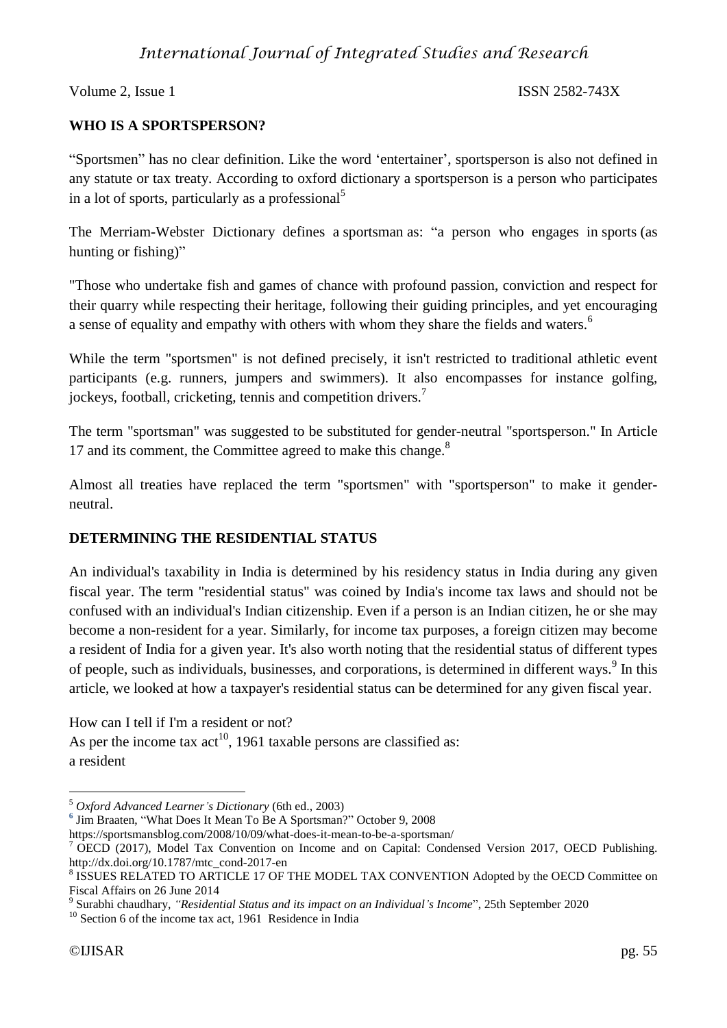## WHO IS A SPORTSPERSON?

"Sportsmen" has no clear definition. Like the word 'entertainer', sportsperson is also not defined in any statute or tax treaty. According to oxford dictionary a sportsperson is a person who participates in a lot of sports, particularly as a professional[5]

The Merriam-Webster Dictionary defines a sportsman as: "a person who engages in sports (as hunting or fishing)"

"Those who undertake fish and games of chance with profound passion, conviction and respect for their quarry while respecting their heritage, following their guiding principles, and yet encouraging a sense of equality and empathy with others with whom they share the fields and waters.[6]

While the term "sportsmen" is not defined precisely, it isn't restricted to traditional athletic event participants (e.g. runners, jumpers and swimmers). It also encompasses for instance golfing, jockeys, football, cricketing, tennis and competition drivers.[7]

The term "sportsman" was suggested to be substituted for gender-neutral "sportsperson." In Article 17 and its comment, the Committee agreed to make this change.[8]

Almost all treaties have replaced the term "sportsmen" with "sportsperson" to make it gender-neutral.

## DETERMINING THE RESIDENTIAL STATUS

An individual's taxability in India is determined by his residency status in India during any given fiscal year. The term "residential status" was coined by India's income tax laws and should not be confused with an individual's Indian citizenship. Even if a person is an Indian citizen, he or she may become a non-resident for a year. Similarly, for income tax purposes, a foreign citizen may become a resident of India for a given year. It's also worth noting that the residential status of different types of people, such as individuals, businesses, and corporations, is determined in different ways.[9] In this article, we looked at how a taxpayer's residential status can be determined for any given fiscal year.

How can I tell if I'm a resident or not?
As per the income tax act[10], 1961 taxable persons are classified as:
a resident

---

[5] *Oxford Advanced Learner's Dictionary* (6th ed., 2003)

[6] Jim Braaten, "What Does It Mean To Be A Sportsman?" October 9, 2008 https://sportsmansblog.com/2008/10/09/what-does-it-mean-to-be-a-sportsman/

[7] OECD (2017), Model Tax Convention on Income and on Capital: Condensed Version 2017, OECD Publishing. http://dx.doi.org/10.1787/mtc_cond-2017-en

[8] ISSUES RELATED TO ARTICLE 17 OF THE MODEL TAX CONVENTION Adopted by the OECD Committee on Fiscal Affairs on 26 June 2014

[9] Surabhi chaudhary, *"Residential Status and its impact on an Individual's Income*", 25th September 2020

[10] Section 6 of the income tax act, 1961 Residence in India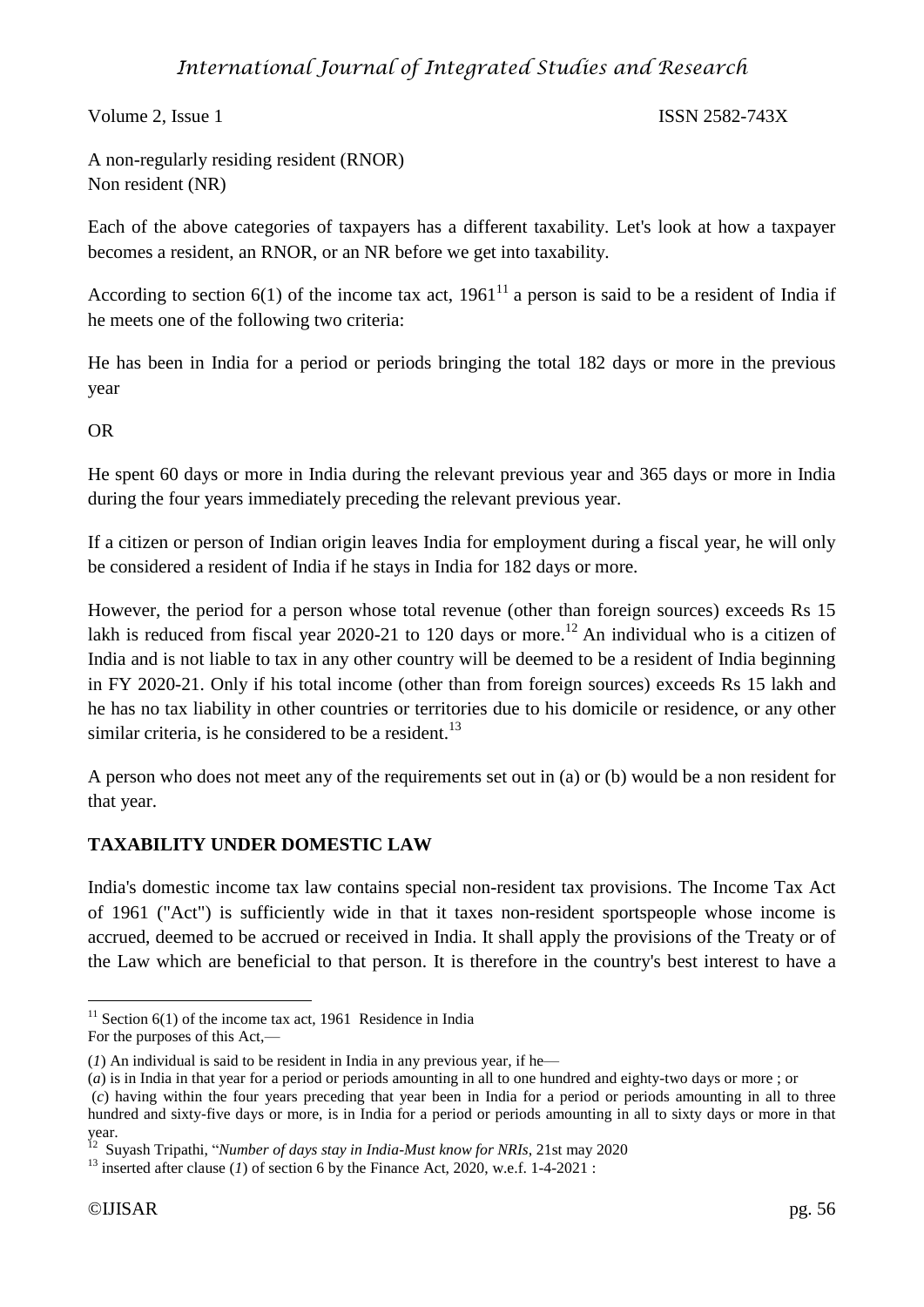A non-regularly residing resident (RNOR)
Non resident (NR)

Each of the above categories of taxpayers has a different taxability. Let's look at how a taxpayer becomes a resident, an RNOR, or an NR before we get into taxability.

According to section 6(1) of the income tax act, 1961[11] a person is said to be a resident of India if he meets one of the following two criteria:

He has been in India for a period or periods bringing the total 182 days or more in the previous year

OR

He spent 60 days or more in India during the relevant previous year and 365 days or more in India during the four years immediately preceding the relevant previous year.

If a citizen or person of Indian origin leaves India for employment during a fiscal year, he will only be considered a resident of India if he stays in India for 182 days or more.

However, the period for a person whose total revenue (other than foreign sources) exceeds Rs 15 lakh is reduced from fiscal year 2020-21 to 120 days or more.[12] An individual who is a citizen of India and is not liable to tax in any other country will be deemed to be a resident of India beginning in FY 2020-21. Only if his total income (other than from foreign sources) exceeds Rs 15 lakh and he has no tax liability in other countries or territories due to his domicile or residence, or any other similar criteria, is he considered to be a resident.[13]

A person who does not meet any of the requirements set out in (a) or (b) would be a non resident for that year.

## TAXABILITY UNDER DOMESTIC LAW

India's domestic income tax law contains special non-resident tax provisions. The Income Tax Act of 1961 ("Act") is sufficiently wide in that it taxes non-resident sportspeople whose income is accrued, deemed to be accrued or received in India. It shall apply the provisions of the Treaty or of the Law which are beneficial to that person. It is therefore in the country's best interest to have a

---

[11] Section 6(1) of the income tax act, 1961 Residence in India
For the purposes of this Act,—

(*1*) An individual is said to be resident in India in any previous year, if he—

(*a*) is in India in that year for a period or periods amounting in all to one hundred and eighty-two days or more ; or

(*c*) having within the four years preceding that year been in India for a period or periods amounting in all to three hundred and sixty-five days or more, is in India for a period or periods amounting in all to sixty days or more in that year.

[12] Suyash Tripathi, "*Number of days stay in India-Must know for NRIs*, 21st may 2020

[13] inserted after clause (*1*) of section 6 by the Finance Act, 2020, w.e.f. 1-4-2021 :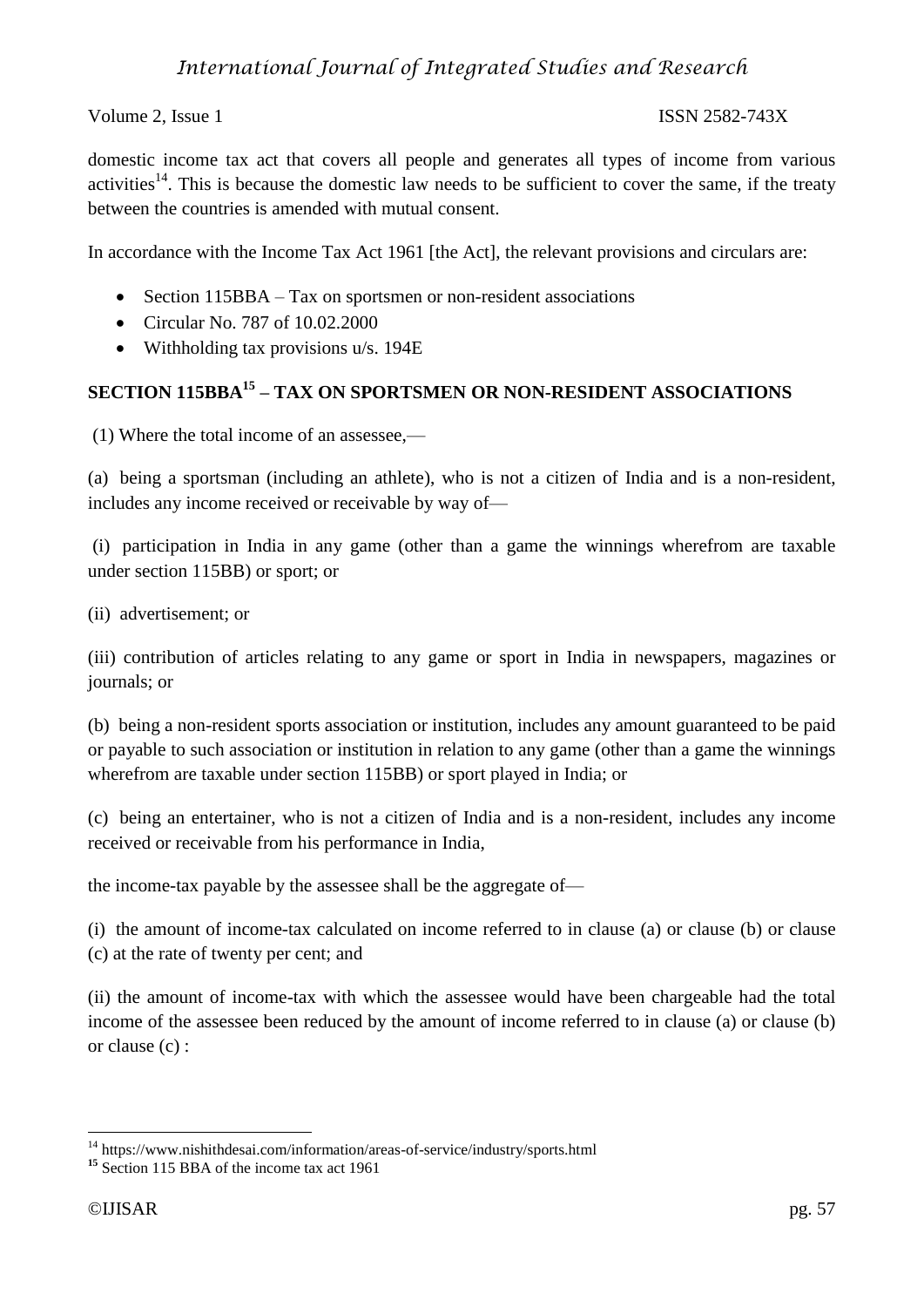domestic income tax act that covers all people and generates all types of income from various activities[14]. This is because the domestic law needs to be sufficient to cover the same, if the treaty between the countries is amended with mutual consent.

In accordance with the Income Tax Act 1961 [the Act], the relevant provisions and circulars are:

- Section 115BBA – Tax on sportsmen or non-resident associations
- Circular No. 787 of 10.02.2000
- Withholding tax provisions u/s. 194E

## SECTION 115BBA[15] – TAX ON SPORTSMEN OR NON-RESIDENT ASSOCIATIONS

(1) Where the total income of an assessee,—

(a) being a sportsman (including an athlete), who is not a citizen of India and is a non-resident, includes any income received or receivable by way of—

(i) participation in India in any game (other than a game the winnings wherefrom are taxable under section 115BB) or sport; or

(ii) advertisement; or

(iii) contribution of articles relating to any game or sport in India in newspapers, magazines or journals; or

(b) being a non-resident sports association or institution, includes any amount guaranteed to be paid or payable to such association or institution in relation to any game (other than a game the winnings wherefrom are taxable under section 115BB) or sport played in India; or

(c) being an entertainer, who is not a citizen of India and is a non-resident, includes any income received or receivable from his performance in India,

the income-tax payable by the assessee shall be the aggregate of—

(i) the amount of income-tax calculated on income referred to in clause (a) or clause (b) or clause (c) at the rate of twenty per cent; and

(ii) the amount of income-tax with which the assessee would have been chargeable had the total income of the assessee been reduced by the amount of income referred to in clause (a) or clause (b) or clause (c) :

---

[14] https://www.nishithdesai.com/information/areas-of-service/industry/sports.html

[15] Section 115 BBA of the income tax act 1961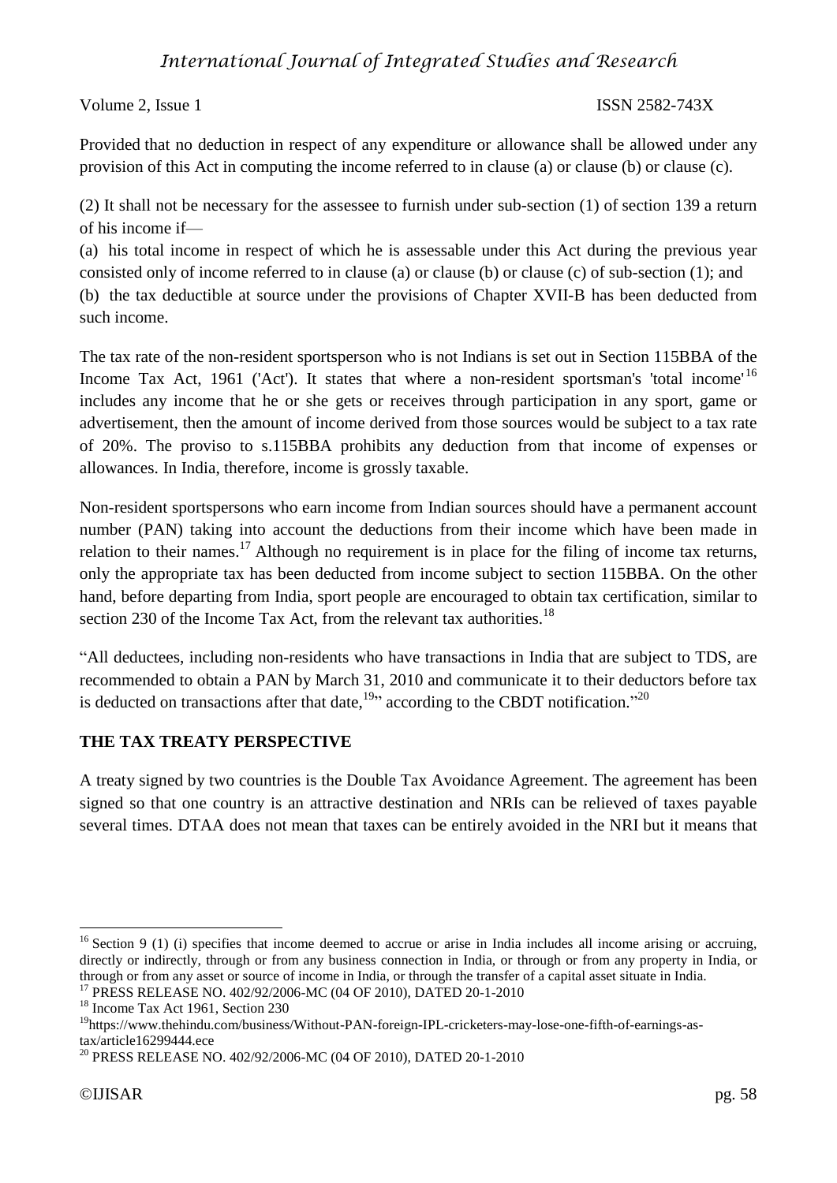Provided that no deduction in respect of any expenditure or allowance shall be allowed under any provision of this Act in computing the income referred to in clause (a) or clause (b) or clause (c).

(2) It shall not be necessary for the assessee to furnish under sub-section (1) of section 139 a return of his income if—

(a) his total income in respect of which he is assessable under this Act during the previous year consisted only of income referred to in clause (a) or clause (b) or clause (c) of sub-section (1); and

(b) the tax deductible at source under the provisions of Chapter XVII-B has been deducted from such income.

The tax rate of the non-resident sportsperson who is not Indians is set out in Section 115BBA of the Income Tax Act, 1961 ('Act'). It states that where a non-resident sportsman's 'total income'[16] includes any income that he or she gets or receives through participation in any sport, game or advertisement, then the amount of income derived from those sources would be subject to a tax rate of 20%. The proviso to s.115BBA prohibits any deduction from that income of expenses or allowances. In India, therefore, income is grossly taxable.

Non-resident sportspersons who earn income from Indian sources should have a permanent account number (PAN) taking into account the deductions from their income which have been made in relation to their names.[17] Although no requirement is in place for the filing of income tax returns, only the appropriate tax has been deducted from income subject to section 115BBA. On the other hand, before departing from India, sport people are encouraged to obtain tax certification, similar to section 230 of the Income Tax Act, from the relevant tax authorities.[18]

"All deductees, including non-residents who have transactions in India that are subject to TDS, are recommended to obtain a PAN by March 31, 2010 and communicate it to their deductors before tax is deducted on transactions after that date,[19]" according to the CBDT notification."[20]

## THE TAX TREATY PERSPECTIVE

A treaty signed by two countries is the Double Tax Avoidance Agreement. The agreement has been signed so that one country is an attractive destination and NRIs can be relieved of taxes payable several times. DTAA does not mean that taxes can be entirely avoided in the NRI but it means that

---

[16] Section 9 (1) (i) specifies that income deemed to accrue or arise in India includes all income arising or accruing, directly or indirectly, through or from any business connection in India, or through or from any property in India, or through or from any asset or source of income in India, or through the transfer of a capital asset situate in India.

[17] PRESS RELEASE NO. 402/92/2006-MC (04 OF 2010), DATED 20-1-2010

[18] Income Tax Act 1961, Section 230

[19] https://www.thehindu.com/business/Without-PAN-foreign-IPL-cricketers-may-lose-one-fifth-of-earnings-as-tax/article16299444.ece

[20] PRESS RELEASE NO. 402/92/2006-MC (04 OF 2010), DATED 20-1-2010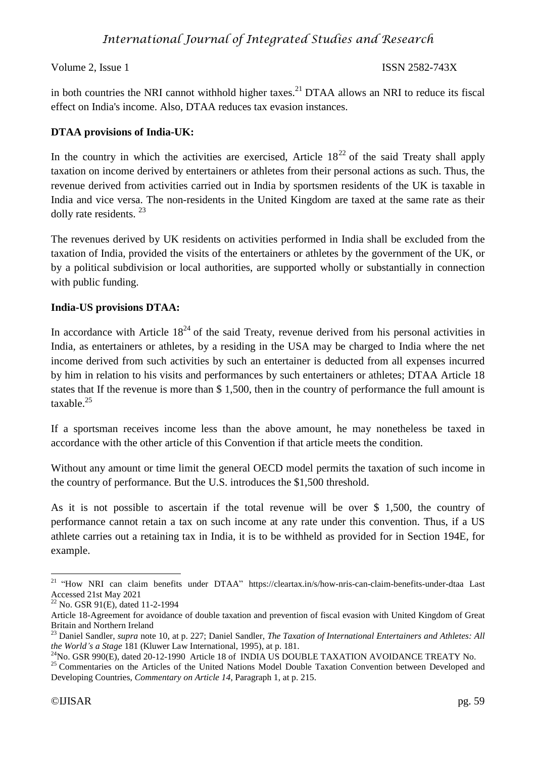in both countries the NRI cannot withhold higher taxes.[21] DTAA allows an NRI to reduce its fiscal effect on India's income. Also, DTAA reduces tax evasion instances.

**DTAA provisions of India-UK:**

In the country in which the activities are exercised, Article 18[22] of the said Treaty shall apply taxation on income derived by entertainers or athletes from their personal actions as such. Thus, the revenue derived from activities carried out in India by sportsmen residents of the UK is taxable in India and vice versa. The non-residents in the United Kingdom are taxed at the same rate as their dolly rate residents. [23]

The revenues derived by UK residents on activities performed in India shall be excluded from the taxation of India, provided the visits of the entertainers or athletes by the government of the UK, or by a political subdivision or local authorities, are supported wholly or substantially in connection with public funding.

**India-US provisions DTAA:**

In accordance with Article 18[24] of the said Treaty, revenue derived from his personal activities in India, as entertainers or athletes, by a residing in the USA may be charged to India where the net income derived from such activities by such an entertainer is deducted from all expenses incurred by him in relation to his visits and performances by such entertainers or athletes; DTAA Article 18 states that If the revenue is more than $ 1,500, then in the country of performance the full amount is taxable.[25]

If a sportsman receives income less than the above amount, he may nonetheless be taxed in accordance with the other article of this Convention if that article meets the condition.

Without any amount or time limit the general OECD model permits the taxation of such income in the country of performance. But the U.S. introduces the $1,500 threshold.

As it is not possible to ascertain if the total revenue will be over $ 1,500, the country of performance cannot retain a tax on such income at any rate under this convention. Thus, if a US athlete carries out a retaining tax in India, it is to be withheld as provided for in Section 194E, for example.

---

[21] "How NRI can claim benefits under DTAA" https://cleartax.in/s/how-nris-can-claim-benefits-under-dtaa Last Accessed 21st May 2021

[22] No. GSR 91(E), dated 11-2-1994
Article 18-Agreement for avoidance of double taxation and prevention of fiscal evasion with United Kingdom of Great Britain and Northern Ireland

[23] Daniel Sandler, *supra* note 10, at p. 227; Daniel Sandler, *The Taxation of International Entertainers and Athletes: All the World's a Stage* 181 (Kluwer Law International, 1995), at p. 181.

[24] No. GSR 990(E), dated 20-12-1990 Article 18 of INDIA US DOUBLE TAXATION AVOIDANCE TREATY No.

[25] Commentaries on the Articles of the United Nations Model Double Taxation Convention between Developed and Developing Countries, *Commentary on Article 14*, Paragraph 1, at p. 215.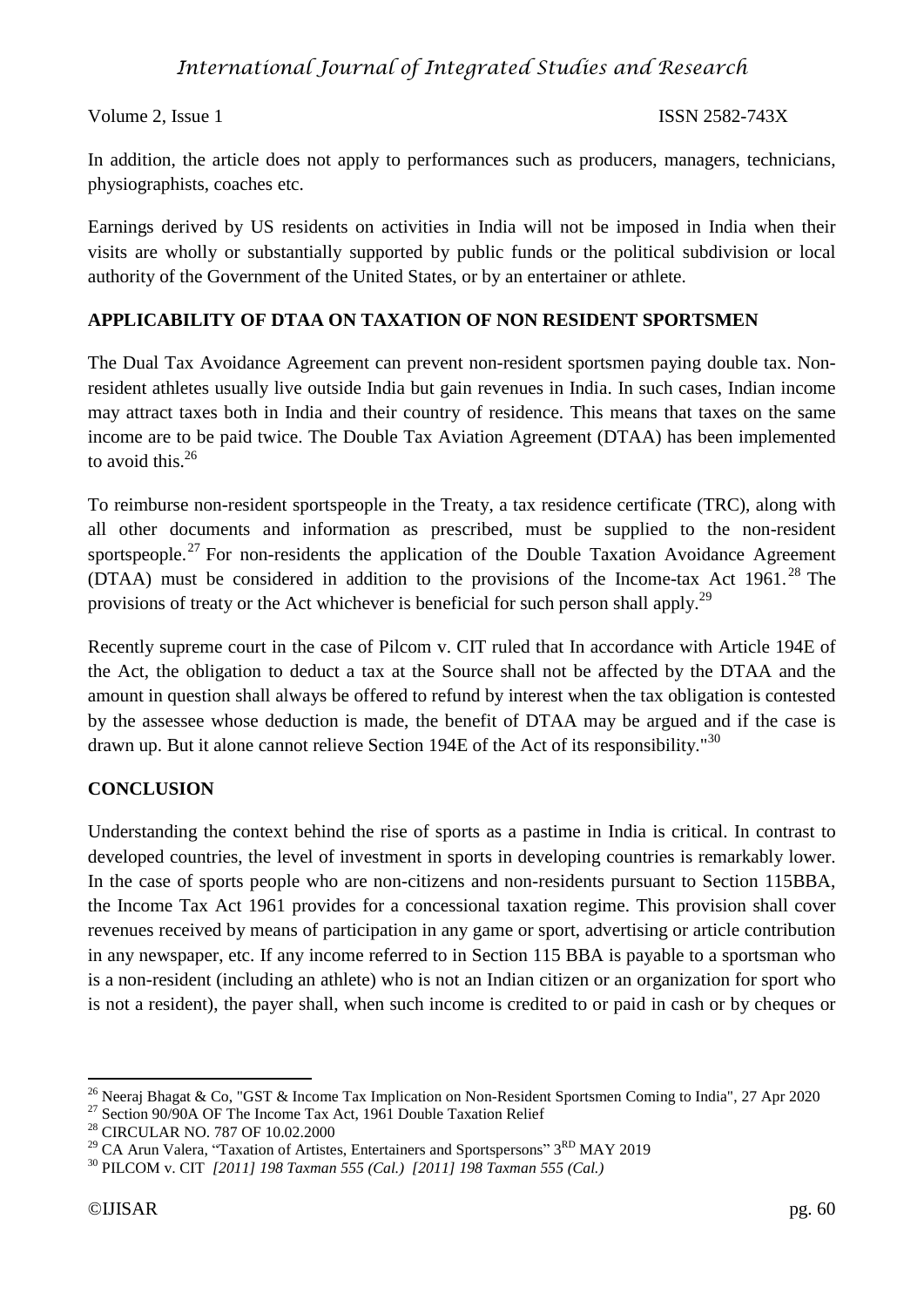In addition, the article does not apply to performances such as producers, managers, technicians, physiographists, coaches etc.

Earnings derived by US residents on activities in India will not be imposed in India when their visits are wholly or substantially supported by public funds or the political subdivision or local authority of the Government of the United States, or by an entertainer or athlete.

## APPLICABILITY OF DTAA ON TAXATION OF NON RESIDENT SPORTSMEN

The Dual Tax Avoidance Agreement can prevent non-resident sportsmen paying double tax. Non-resident athletes usually live outside India but gain revenues in India. In such cases, Indian income may attract taxes both in India and their country of residence. This means that taxes on the same income are to be paid twice. The Double Tax Aviation Agreement (DTAA) has been implemented to avoid this.[26]

To reimburse non-resident sportspeople in the Treaty, a tax residence certificate (TRC), along with all other documents and information as prescribed, must be supplied to the non-resident sportspeople.[27] For non-residents the application of the Double Taxation Avoidance Agreement (DTAA) must be considered in addition to the provisions of the Income-tax Act 1961.[28] The provisions of treaty or the Act whichever is beneficial for such person shall apply.[29]

Recently supreme court in the case of Pilcom v. CIT ruled that In accordance with Article 194E of the Act, the obligation to deduct a tax at the Source shall not be affected by the DTAA and the amount in question shall always be offered to refund by interest when the tax obligation is contested by the assessee whose deduction is made, the benefit of DTAA may be argued and if the case is drawn up. But it alone cannot relieve Section 194E of the Act of its responsibility."[30]

## CONCLUSION

Understanding the context behind the rise of sports as a pastime in India is critical. In contrast to developed countries, the level of investment in sports in developing countries is remarkably lower. In the case of sports people who are non-citizens and non-residents pursuant to Section 115BBA, the Income Tax Act 1961 provides for a concessional taxation regime. This provision shall cover revenues received by means of participation in any game or sport, advertising or article contribution in any newspaper, etc. If any income referred to in Section 115 BBA is payable to a sportsman who is a non-resident (including an athlete) who is not an Indian citizen or an organization for sport who is not a resident), the payer shall, when such income is credited to or paid in cash or by cheques or

---

[26] Neeraj Bhagat & Co, "GST & Income Tax Implication on Non-Resident Sportsmen Coming to India", 27 Apr 2020

[27] Section 90/90A OF The Income Tax Act, 1961 Double Taxation Relief

[28] CIRCULAR NO. 787 OF 10.02.2000

[29] CA Arun Valera, "Taxation of Artistes, Entertainers and Sportspersons" 3RD MAY 2019

[30] PILCOM v. CIT *[2011] 198 Taxman 555 (Cal.) [2011] 198 Taxman 555 (Cal.)*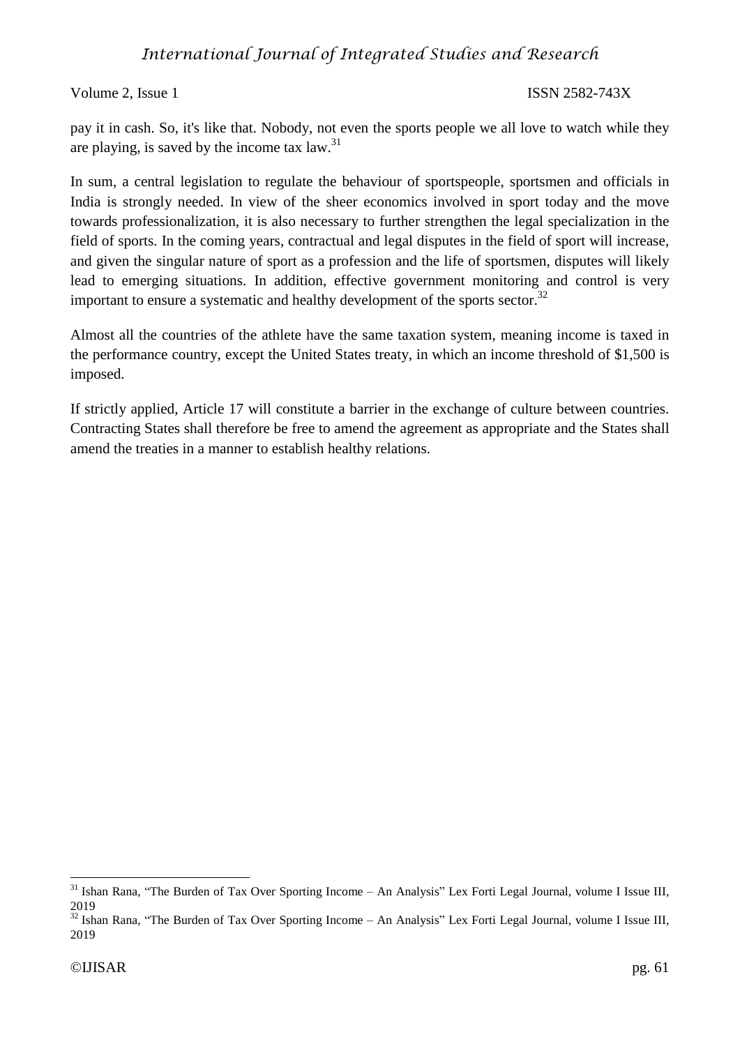pay it in cash. So, it's like that. Nobody, not even the sports people we all love to watch while they are playing, is saved by the income tax law.[31]

In sum, a central legislation to regulate the behaviour of sportspeople, sportsmen and officials in India is strongly needed. In view of the sheer economics involved in sport today and the move towards professionalization, it is also necessary to further strengthen the legal specialization in the field of sports. In the coming years, contractual and legal disputes in the field of sport will increase, and given the singular nature of sport as a profession and the life of sportsmen, disputes will likely lead to emerging situations. In addition, effective government monitoring and control is very important to ensure a systematic and healthy development of the sports sector.[32]

Almost all the countries of the athlete have the same taxation system, meaning income is taxed in the performance country, except the United States treaty, in which an income threshold of $1,500 is imposed.

If strictly applied, Article 17 will constitute a barrier in the exchange of culture between countries. Contracting States shall therefore be free to amend the agreement as appropriate and the States shall amend the treaties in a manner to establish healthy relations.

---

[31] Ishan Rana, "The Burden of Tax Over Sporting Income – An Analysis" Lex Forti Legal Journal, volume I Issue III, 2019

[32] Ishan Rana, "The Burden of Tax Over Sporting Income – An Analysis" Lex Forti Legal Journal, volume I Issue III, 2019